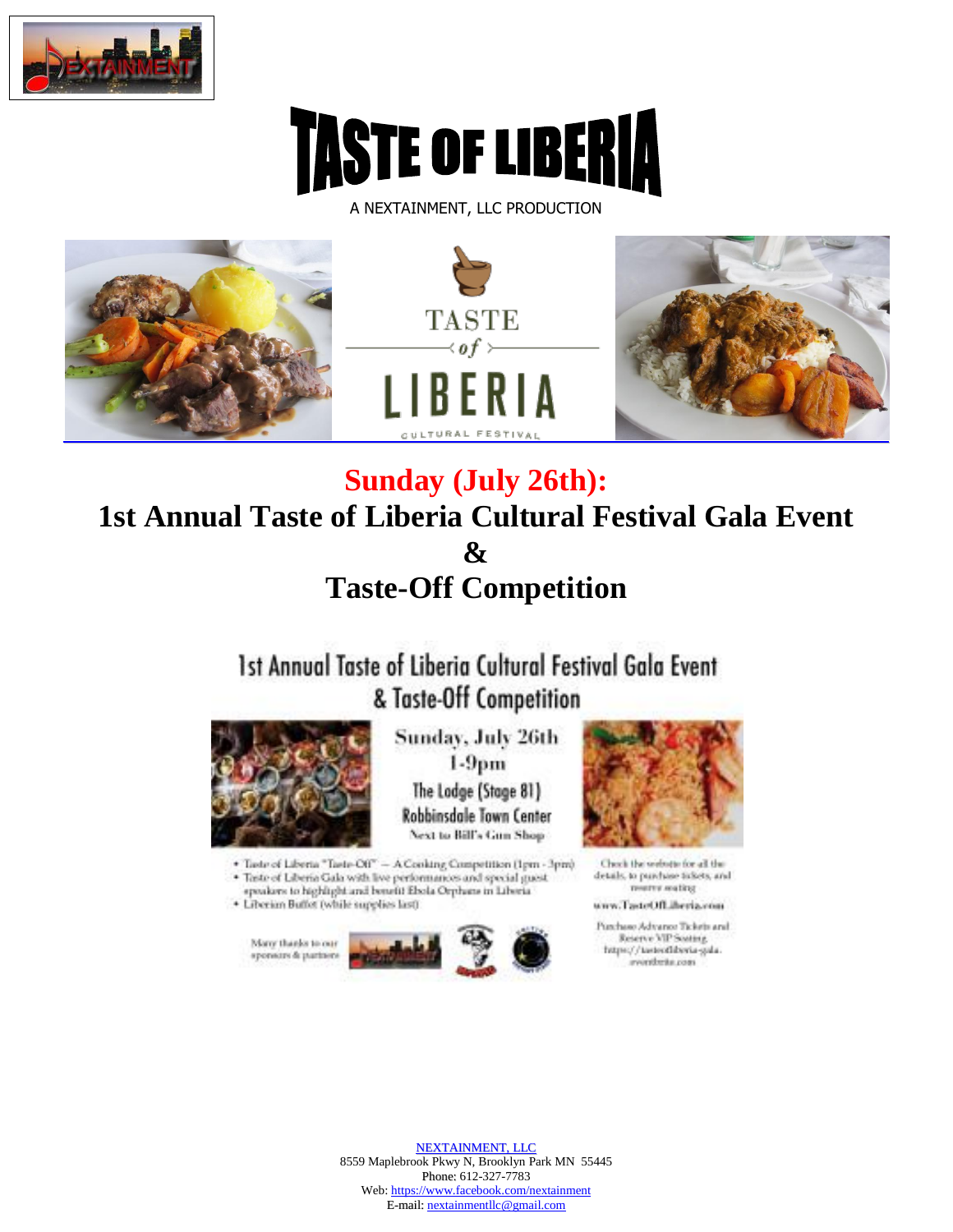# TASTE OF LIBERIA

A NEXTAINMENT, LLC PRODUCTION

TASTE of LIBERIA

CULTURAL FESTIVAL

## Sunday (July 26th):

## 1st Annual Taste of Liberia Cultural Festival Gala Event & Taste-Off Competition

### 1st Annual Taste of Liberia Cultural Festival Gala Event & Taste-Off Competition

Sunday, July 26th
1-9pm
The Lodge (Stage 81)
Robbinsdale Town Center
Next to Bill's Gun Shop

- Taste of Liberia "Taste-Off" – A Cooking Competition (1pm - 3pm)
- Taste of Liberia Gala with live performances and special guest speakers to highlight and benefit Ebola Orphans in Liberia
- Liberian Buffet (while supplies last)

Check the website for all the details, to purchase tickets, and reserve seating

www.TasteOfLiberia.com

Purchase Advance Tickets and Reserve VIP Seating
https://tasteofliberia-gala.eventbrite.com

Many thanks to our sponsors & partners

NEXTAINMENT, LLC
8559 Maplebrook Pkwy N, Brooklyn Park MN 55445
Phone: 612-327-7783
Web: https://www.facebook.com/nextainment
E-mail: nextainmentllc@gmail.com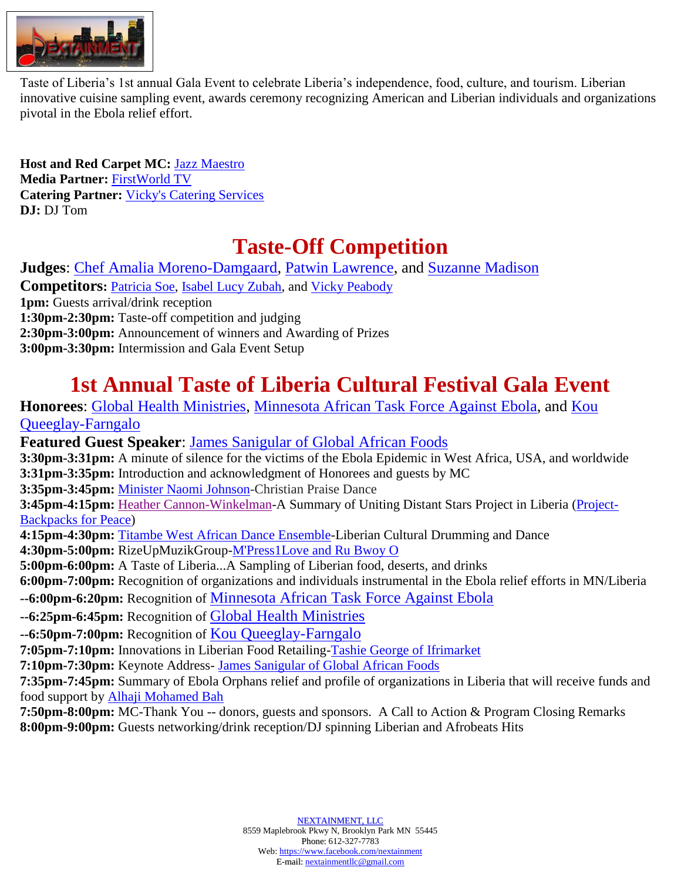Taste of Liberia's 1st annual Gala Event to celebrate Liberia's independence, food, culture, and tourism. Liberian innovative cuisine sampling event, awards ceremony recognizing American and Liberian individuals and organizations pivotal in the Ebola relief effort.

**Host and Red Carpet MC:** Jazz Maestro
**Media Partner:** FirstWorld TV
**Catering Partner:** Vicky's Catering Services
**DJ:** DJ Tom

# Taste-Off Competition

**Judges**: Chef Amalia Moreno-Damgaard, Patwin Lawrence, and Suzanne Madison
**Competitors:** Patricia Soe, Isabel Lucy Zubah, and Vicky Peabody
**1pm:** Guests arrival/drink reception
**1:30pm-2:30pm:** Taste-off competition and judging
**2:30pm-3:00pm:** Announcement of winners and Awarding of Prizes
**3:00pm-3:30pm:** Intermission and Gala Event Setup

# 1st Annual Taste of Liberia Cultural Festival Gala Event

**Honorees**: Global Health Ministries, Minnesota African Task Force Against Ebola, and Kou Queeglay-Farngalo
**Featured Guest Speaker**: James Sanigular of Global African Foods
**3:30pm-3:31pm:** A minute of silence for the victims of the Ebola Epidemic in West Africa, USA, and worldwide
**3:31pm-3:35pm:** Introduction and acknowledgment of Honorees and guests by MC
**3:35pm-3:45pm:** Minister Naomi Johnson-Christian Praise Dance
**3:45pm-4:15pm:** Heather Cannon-Winkelman-A Summary of Uniting Distant Stars Project in Liberia (Project-Backpacks for Peace)
**4:15pm-4:30pm:** Titambe West African Dance Ensemble-Liberian Cultural Drumming and Dance
**4:30pm-5:00pm:** RizeUpMuzikGroup-M'Press1Love and Ru Bwoy O
**5:00pm-6:00pm:** A Taste of Liberia...A Sampling of Liberian food, deserts, and drinks
**6:00pm-7:00pm:** Recognition of organizations and individuals instrumental in the Ebola relief efforts in MN/Liberia
**--6:00pm-6:20pm:** Recognition of Minnesota African Task Force Against Ebola
**--6:25pm-6:45pm:** Recognition of Global Health Ministries
**--6:50pm-7:00pm:** Recognition of Kou Queeglay-Farngalo
**7:05pm-7:10pm:** Innovations in Liberian Food Retailing-Tashie George of Ifrimarket
**7:10pm-7:30pm:** Keynote Address- James Sanigular of Global African Foods
**7:35pm-7:45pm:** Summary of Ebola Orphans relief and profile of organizations in Liberia that will receive funds and food support by Alhaji Mohamed Bah
**7:50pm-8:00pm:** MC-Thank You -- donors, guests and sponsors. A Call to Action & Program Closing Remarks
**8:00pm-9:00pm:** Guests networking/drink reception/DJ spinning Liberian and Afrobeats Hits

NEXTAINMENT, LLC
8559 Maplebrook Pkwy N, Brooklyn Park MN 55445
Phone: 612-327-7783
Web: https://www.facebook.com/nextainment
E-mail: nextainmentllc@gmail.com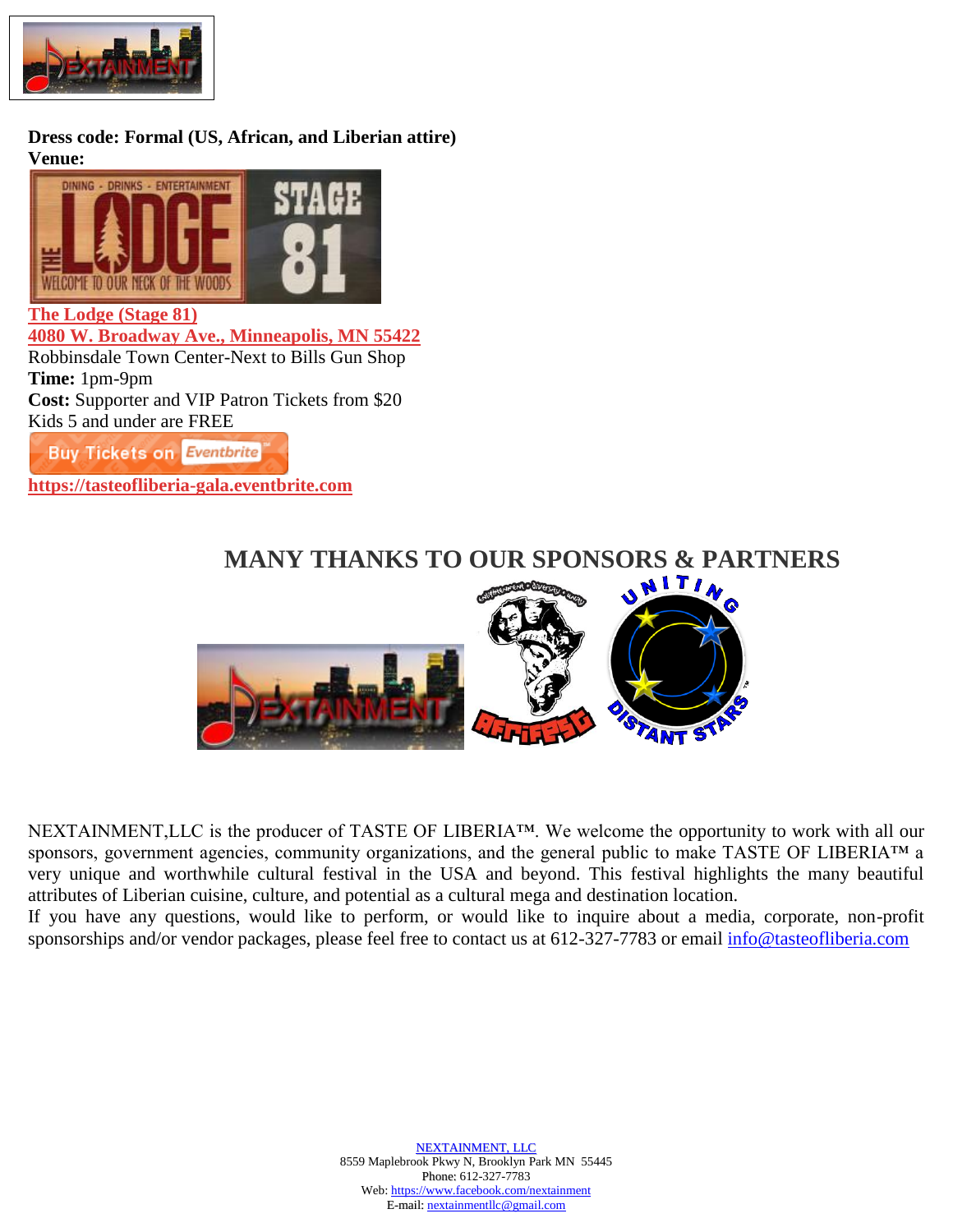**Dress code: Formal (US, African, and Liberian attire)**
**Venue:**

**[The Lodge (Stage 81)](#)**
**[4080 W. Broadway Ave., Minneapolis, MN 55422](#)**
Robbinsdale Town Center-Next to Bills Gun Shop
**Time:** 1pm-9pm
**Cost:** Supporter and VIP Patron Tickets from $20
Kids 5 and under are FREE

Buy Tickets on Eventbrite

**https://tasteofliberia-gala.eventbrite.com**

## MANY THANKS TO OUR SPONSORS & PARTNERS

NEXTAINMENT,LLC is the producer of TASTE OF LIBERIA™. We welcome the opportunity to work with all our sponsors, government agencies, community organizations, and the general public to make TASTE OF LIBERIA™ a very unique and worthwhile cultural festival in the USA and beyond. This festival highlights the many beautiful attributes of Liberian cuisine, culture, and potential as a cultural mega and destination location.
If you have any questions, would like to perform, or would like to inquire about a media, corporate, non-profit sponsorships and/or vendor packages, please feel free to contact us at 612-327-7783 or email info@tasteofliberia.com

NEXTAINMENT, LLC
8559 Maplebrook Pkwy N, Brooklyn Park MN 55445
Phone: 612-327-7783
Web: https://www.facebook.com/nextainment
E-mail: nextainmentllc@gmail.com